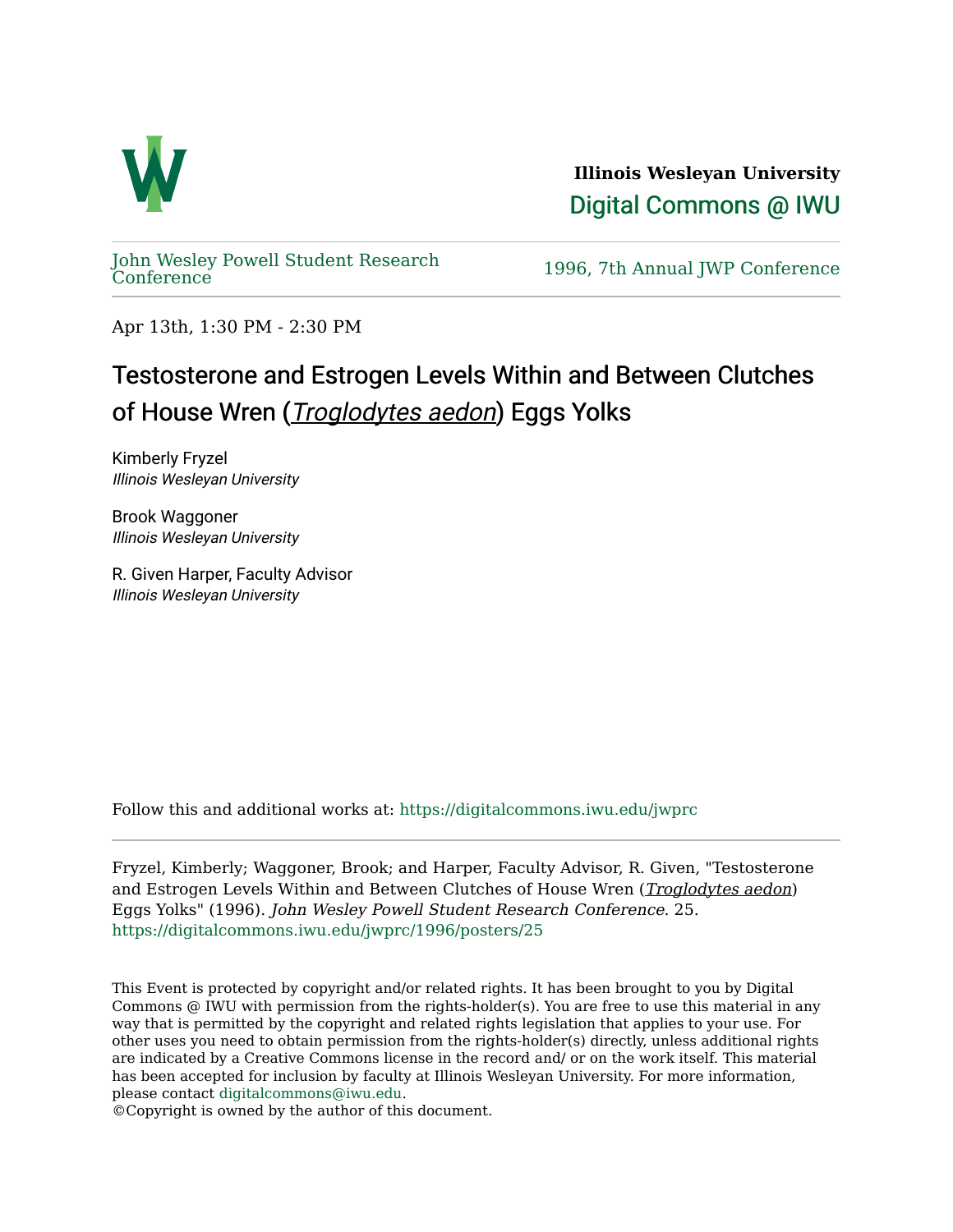**Illinois Wesleyan University**

Digital Commons @ IWU

John Wesley Powell Student Research Conference

1996, 7th Annual JWP Conference

Apr 13th, 1:30 PM - 2:30 PM

# Testosterone and Estrogen Levels Within and Between Clutches of House Wren (*Troglodytes aedon*) Eggs Yolks

Kimberly Fryzel
*Illinois Wesleyan University*

Brook Waggoner
*Illinois Wesleyan University*

R. Given Harper, Faculty Advisor
*Illinois Wesleyan University*

Follow this and additional works at: https://digitalcommons.iwu.edu/jwprc

Fryzel, Kimberly; Waggoner, Brook; and Harper, Faculty Advisor, R. Given, "Testosterone and Estrogen Levels Within and Between Clutches of House Wren (*Troglodytes aedon*) Eggs Yolks" (1996). *John Wesley Powell Student Research Conference*. 25.
https://digitalcommons.iwu.edu/jwprc/1996/posters/25

This Event is protected by copyright and/or related rights. It has been brought to you by Digital Commons @ IWU with permission from the rights-holder(s). You are free to use this material in any way that is permitted by the copyright and related rights legislation that applies to your use. For other uses you need to obtain permission from the rights-holder(s) directly, unless additional rights are indicated by a Creative Commons license in the record and/ or on the work itself. This material has been accepted for inclusion by faculty at Illinois Wesleyan University. For more information, please contact digitalcommons@iwu.edu.
©Copyright is owned by the author of this document.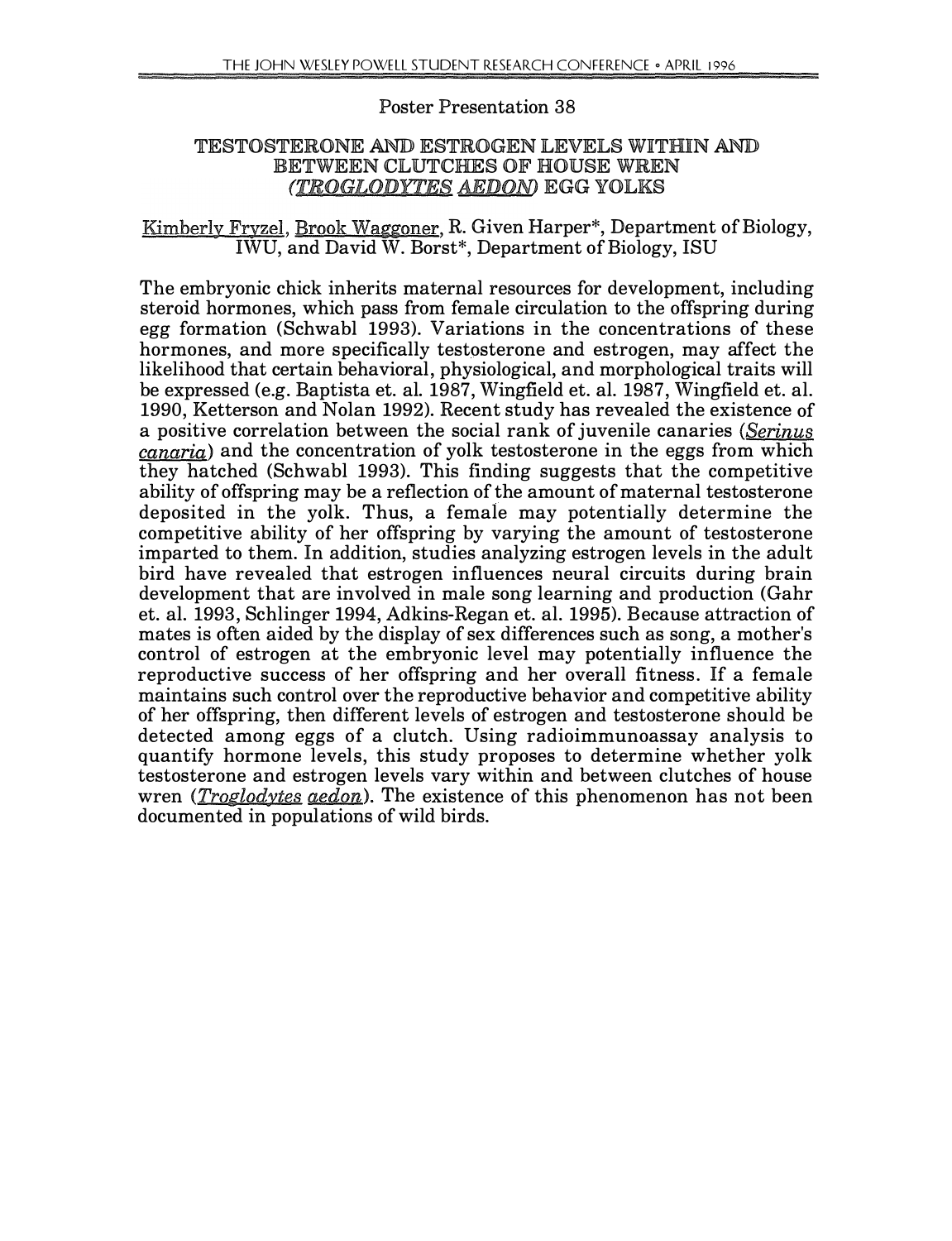Poster Presentation 38

## TESTOSTERONE AND ESTROGEN LEVELS WITHIN AND BETWEEN CLUTCHES OF HOUSE WREN (*TROGLODYTES AEDON*) EGG YOLKS

Kimberly Fryzel, Brook Waggoner, R. Given Harper*, Department of Biology, IWU, and David W. Borst*, Department of Biology, ISU

The embryonic chick inherits maternal resources for development, including steroid hormones, which pass from female circulation to the offspring during egg formation (Schwabl 1993). Variations in the concentrations of these hormones, and more specifically testosterone and estrogen, may affect the likelihood that certain behavioral, physiological, and morphological traits will be expressed (e.g. Baptista et. al. 1987, Wingfield et. al. 1987, Wingfield et. al. 1990, Ketterson and Nolan 1992). Recent study has revealed the existence of a positive correlation between the social rank of juvenile canaries (*Serinus canaria*) and the concentration of yolk testosterone in the eggs from which they hatched (Schwabl 1993). This finding suggests that the competitive ability of offspring may be a reflection of the amount of maternal testosterone deposited in the yolk. Thus, a female may potentially determine the competitive ability of her offspring by varying the amount of testosterone imparted to them. In addition, studies analyzing estrogen levels in the adult bird have revealed that estrogen influences neural circuits during brain development that are involved in male song learning and production (Gahr et. al. 1993, Schlinger 1994, Adkins-Regan et. al. 1995). Because attraction of mates is often aided by the display of sex differences such as song, a mother's control of estrogen at the embryonic level may potentially influence the reproductive success of her offspring and her overall fitness. If a female maintains such control over the reproductive behavior and competitive ability of her offspring, then different levels of estrogen and testosterone should be detected among eggs of a clutch. Using radioimmunoassay analysis to quantify hormone levels, this study proposes to determine whether yolk testosterone and estrogen levels vary within and between clutches of house wren (*Troglodytes aedon*). The existence of this phenomenon has not been documented in populations of wild birds.